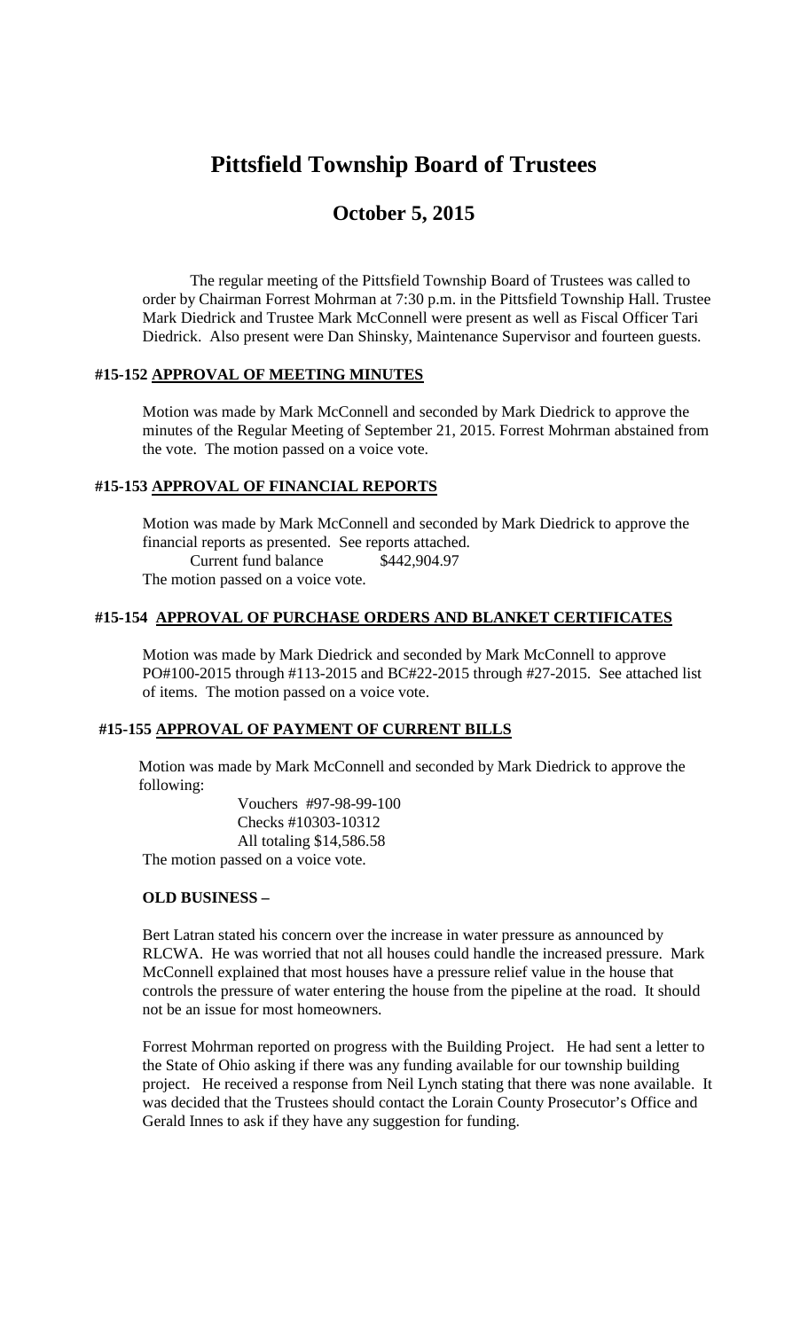# Pittsfield Township Board of Trustees

## October 5, 2015

The regular meeting of the Pittsfield Township Board of Trustees was called to order by Chairman Forrest Mohrman at 7:30 p.m. in the Pittsfield Township Hall. Trustee Mark Diedrick and Trustee Mark McConnell were present as well as Fiscal Officer Tari Diedrick. Also present were Dan Shinsky, Maintenance Supervisor and fourteen guests.

### #15-152 APPROVAL OF MEETING MINUTES

Motion was made by Mark McConnell and seconded by Mark Diedrick to approve the minutes of the Regular Meeting of September 21, 2015. Forrest Mohrman abstained from the vote. The motion passed on a voice vote.

### #15-153 APPROVAL OF FINANCIAL REPORTS

Motion was made by Mark McConnell and seconded by Mark Diedrick to approve the financial reports as presented. See reports attached.

Current fund balance $442,904.97

The motion passed on a voice vote.

### #15-154 APPROVAL OF PURCHASE ORDERS AND BLANKET CERTIFICATES

Motion was made by Mark Diedrick and seconded by Mark McConnell to approve PO#100-2015 through #113-2015 and BC#22-2015 through #27-2015. See attached list of items. The motion passed on a voice vote.

### #15-155 APPROVAL OF PAYMENT OF CURRENT BILLS

Motion was made by Mark McConnell and seconded by Mark Diedrick to approve the following:

Vouchers #97-98-99-100
Checks #10303-10312
All totaling $14,586.58

The motion passed on a voice vote.

### OLD BUSINESS –

Bert Latran stated his concern over the increase in water pressure as announced by RLCWA. He was worried that not all houses could handle the increased pressure. Mark McConnell explained that most houses have a pressure relief value in the house that controls the pressure of water entering the house from the pipeline at the road. It should not be an issue for most homeowners.

Forrest Mohrman reported on progress with the Building Project. He had sent a letter to the State of Ohio asking if there was any funding available for our township building project. He received a response from Neil Lynch stating that there was none available. It was decided that the Trustees should contact the Lorain County Prosecutor's Office and Gerald Innes to ask if they have any suggestion for funding.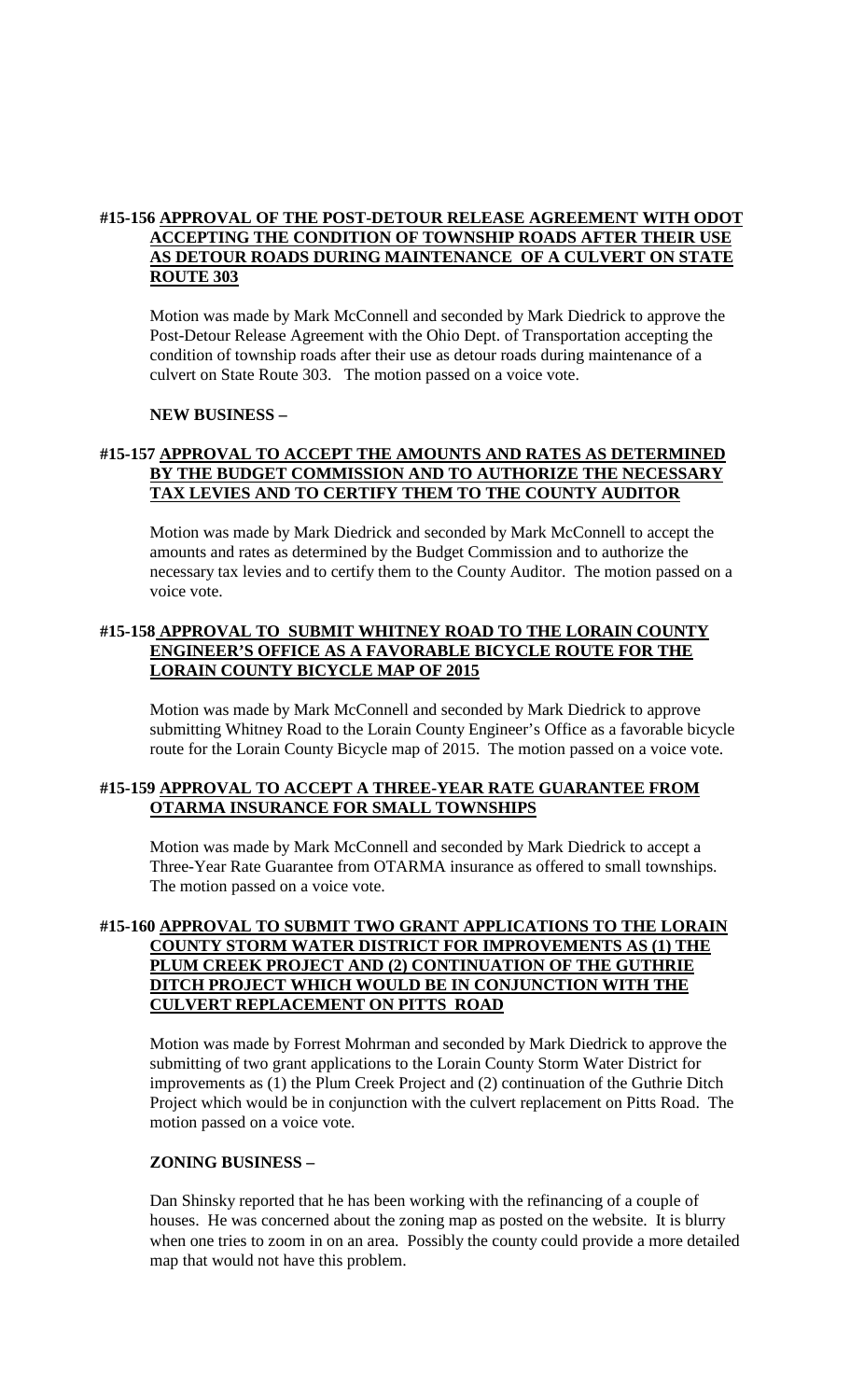**#15-156 APPROVAL OF THE POST-DETOUR RELEASE AGREEMENT WITH ODOT ACCEPTING THE CONDITION OF TOWNSHIP ROADS AFTER THEIR USE AS DETOUR ROADS DURING MAINTENANCE OF A CULVERT ON STATE ROUTE 303**

Motion was made by Mark McConnell and seconded by Mark Diedrick to approve the Post-Detour Release Agreement with the Ohio Dept. of Transportation accepting the condition of township roads after their use as detour roads during maintenance of a culvert on State Route 303. The motion passed on a voice vote.

**NEW BUSINESS –**

**#15-157 APPROVAL TO ACCEPT THE AMOUNTS AND RATES AS DETERMINED BY THE BUDGET COMMISSION AND TO AUTHORIZE THE NECESSARY TAX LEVIES AND TO CERTIFY THEM TO THE COUNTY AUDITOR**

Motion was made by Mark Diedrick and seconded by Mark McConnell to accept the amounts and rates as determined by the Budget Commission and to authorize the necessary tax levies and to certify them to the County Auditor. The motion passed on a voice vote.

**#15-158 APPROVAL TO SUBMIT WHITNEY ROAD TO THE LORAIN COUNTY ENGINEER'S OFFICE AS A FAVORABLE BICYCLE ROUTE FOR THE LORAIN COUNTY BICYCLE MAP OF 2015**

Motion was made by Mark McConnell and seconded by Mark Diedrick to approve submitting Whitney Road to the Lorain County Engineer's Office as a favorable bicycle route for the Lorain County Bicycle map of 2015. The motion passed on a voice vote.

**#15-159 APPROVAL TO ACCEPT A THREE-YEAR RATE GUARANTEE FROM OTARMA INSURANCE FOR SMALL TOWNSHIPS**

Motion was made by Mark McConnell and seconded by Mark Diedrick to accept a Three-Year Rate Guarantee from OTARMA insurance as offered to small townships. The motion passed on a voice vote.

**#15-160 APPROVAL TO SUBMIT TWO GRANT APPLICATIONS TO THE LORAIN COUNTY STORM WATER DISTRICT FOR IMPROVEMENTS AS (1) THE PLUM CREEK PROJECT AND (2) CONTINUATION OF THE GUTHRIE DITCH PROJECT WHICH WOULD BE IN CONJUNCTION WITH THE CULVERT REPLACEMENT ON PITTS ROAD**

Motion was made by Forrest Mohrman and seconded by Mark Diedrick to approve the submitting of two grant applications to the Lorain County Storm Water District for improvements as (1) the Plum Creek Project and (2) continuation of the Guthrie Ditch Project which would be in conjunction with the culvert replacement on Pitts Road. The motion passed on a voice vote.

**ZONING BUSINESS –**

Dan Shinsky reported that he has been working with the refinancing of a couple of houses. He was concerned about the zoning map as posted on the website. It is blurry when one tries to zoom in on an area. Possibly the county could provide a more detailed map that would not have this problem.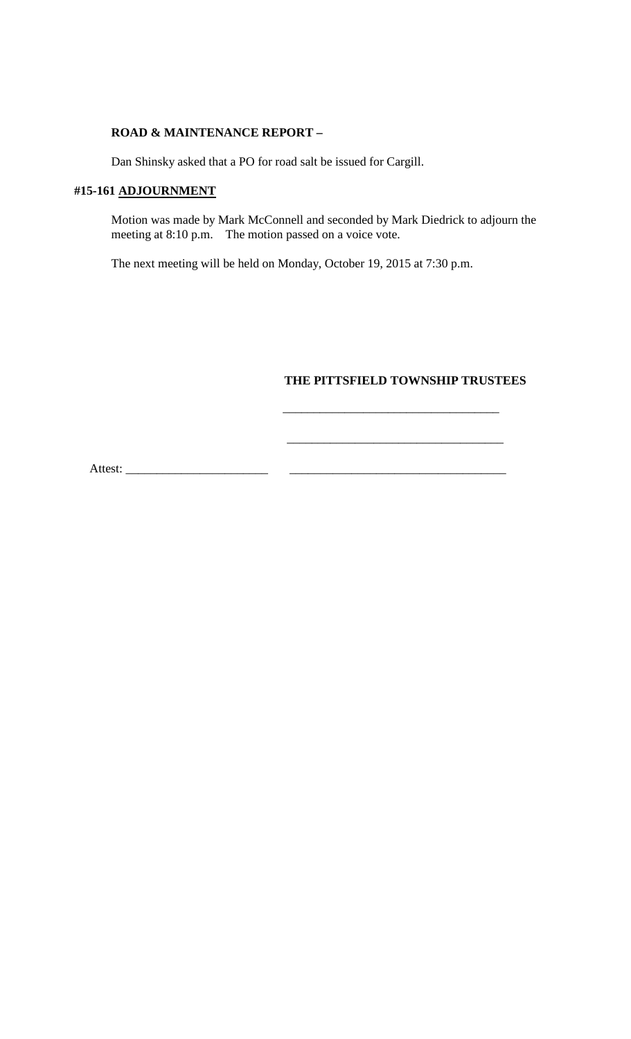**ROAD & MAINTENANCE REPORT –**

Dan Shinsky asked that a PO for road salt be issued for Cargill.

**#15-161 ADJOURNMENT**

Motion was made by Mark McConnell and seconded by Mark Diedrick to adjourn the meeting at 8:10 p.m. The motion passed on a voice vote.

The next meeting will be held on Monday, October 19, 2015 at 7:30 p.m.

**THE PITTSFIELD TOWNSHIP TRUSTEES**

___________________________________

___________________________________

Attest: _______________________ ___________________________________